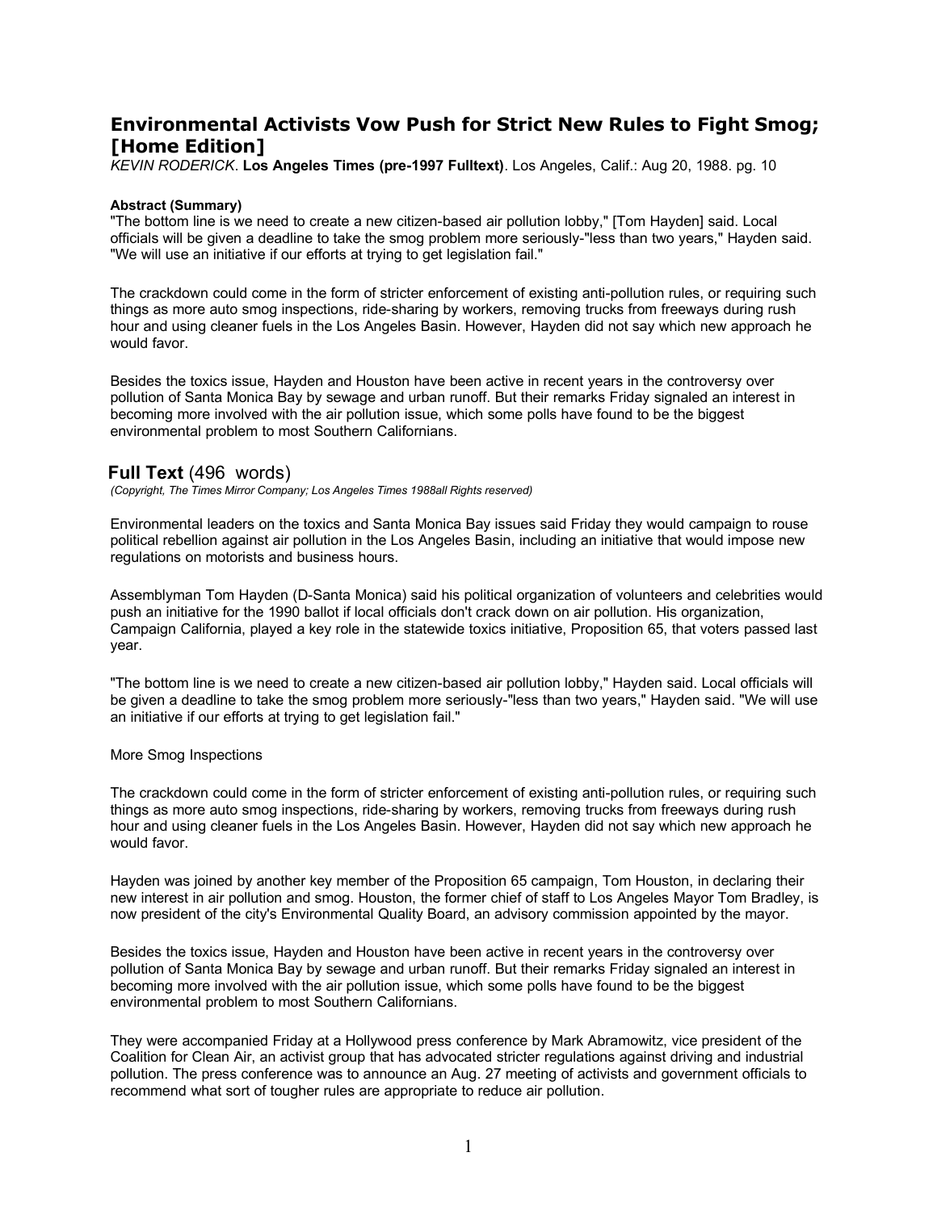# Environmental Activists Vow Push for Strict New Rules to Fight Smog; [Home Edition]

*KEVIN RODERICK*. **Los Angeles Times (pre-1997 Fulltext)**. Los Angeles, Calif.: Aug 20, 1988. pg. 10

#### Abstract (Summary)

"The bottom line is we need to create a new citizen-based air pollution lobby," [Tom Hayden] said. Local officials will be given a deadline to take the smog problem more seriously-"less than two years," Hayden said. "We will use an initiative if our efforts at trying to get legislation fail."

The crackdown could come in the form of stricter enforcement of existing anti-pollution rules, or requiring such things as more auto smog inspections, ride-sharing by workers, removing trucks from freeways during rush hour and using cleaner fuels in the Los Angeles Basin. However, Hayden did not say which new approach he would favor.

Besides the toxics issue, Hayden and Houston have been active in recent years in the controversy over pollution of Santa Monica Bay by sewage and urban runoff. But their remarks Friday signaled an interest in becoming more involved with the air pollution issue, which some polls have found to be the biggest environmental problem to most Southern Californians.

## Full Text (496 words)

*(Copyright, The Times Mirror Company; Los Angeles Times 1988all Rights reserved)*

Environmental leaders on the toxics and Santa Monica Bay issues said Friday they would campaign to rouse political rebellion against air pollution in the Los Angeles Basin, including an initiative that would impose new regulations on motorists and business hours.

Assemblyman Tom Hayden (D-Santa Monica) said his political organization of volunteers and celebrities would push an initiative for the 1990 ballot if local officials don't crack down on air pollution. His organization, Campaign California, played a key role in the statewide toxics initiative, Proposition 65, that voters passed last year.

"The bottom line is we need to create a new citizen-based air pollution lobby," Hayden said. Local officials will be given a deadline to take the smog problem more seriously-"less than two years," Hayden said. "We will use an initiative if our efforts at trying to get legislation fail."

More Smog Inspections

The crackdown could come in the form of stricter enforcement of existing anti-pollution rules, or requiring such things as more auto smog inspections, ride-sharing by workers, removing trucks from freeways during rush hour and using cleaner fuels in the Los Angeles Basin. However, Hayden did not say which new approach he would favor.

Hayden was joined by another key member of the Proposition 65 campaign, Tom Houston, in declaring their new interest in air pollution and smog. Houston, the former chief of staff to Los Angeles Mayor Tom Bradley, is now president of the city's Environmental Quality Board, an advisory commission appointed by the mayor.

Besides the toxics issue, Hayden and Houston have been active in recent years in the controversy over pollution of Santa Monica Bay by sewage and urban runoff. But their remarks Friday signaled an interest in becoming more involved with the air pollution issue, which some polls have found to be the biggest environmental problem to most Southern Californians.

They were accompanied Friday at a Hollywood press conference by Mark Abramowitz, vice president of the Coalition for Clean Air, an activist group that has advocated stricter regulations against driving and industrial pollution. The press conference was to announce an Aug. 27 meeting of activists and government officials to recommend what sort of tougher rules are appropriate to reduce air pollution.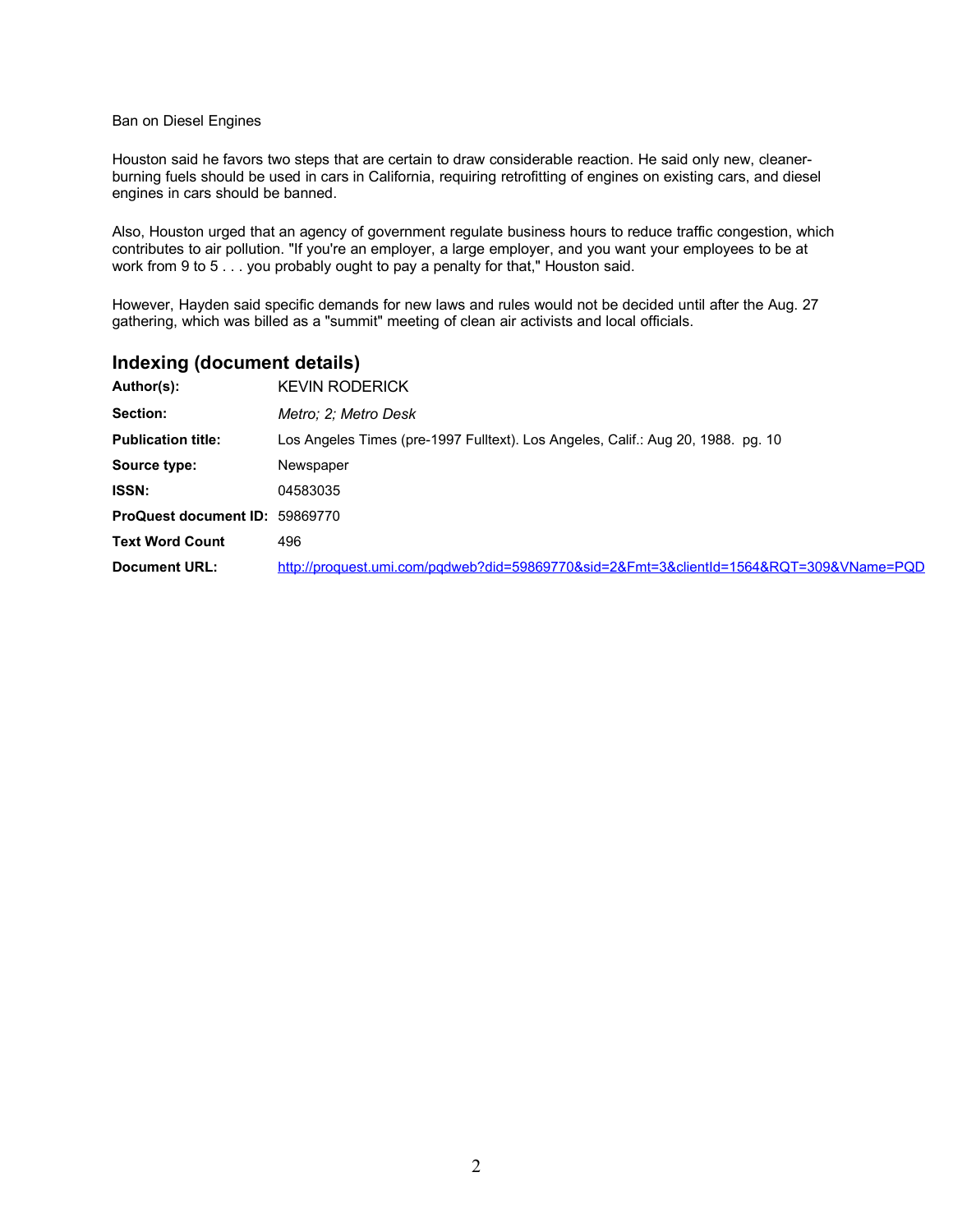Ban on Diesel Engines

Houston said he favors two steps that are certain to draw considerable reaction. He said only new, cleaner-burning fuels should be used in cars in California, requiring retrofitting of engines on existing cars, and diesel engines in cars should be banned.

Also, Houston urged that an agency of government regulate business hours to reduce traffic congestion, which contributes to air pollution. "If you're an employer, a large employer, and you want your employees to be at work from 9 to 5 . . . you probably ought to pay a penalty for that," Houston said.

However, Hayden said specific demands for new laws and rules would not be decided until after the Aug. 27 gathering, which was billed as a "summit" meeting of clean air activists and local officials.

## Indexing (document details)

| | |
|---|---|
| **Author(s):** | KEVIN RODERICK |
| **Section:** | *Metro; 2; Metro Desk* |
| **Publication title:** | Los Angeles Times (pre-1997 Fulltext). Los Angeles, Calif.: Aug 20, 1988. pg. 10 |
| **Source type:** | Newspaper |
| **ISSN:** | 04583035 |
| **ProQuest document ID:** | 59869770 |
| **Text Word Count** | 496 |
| **Document URL:** | http://proquest.umi.com/pqdweb?did=59869770&sid=2&Fmt=3&clientId=1564&RQT=309&VName=PQD |